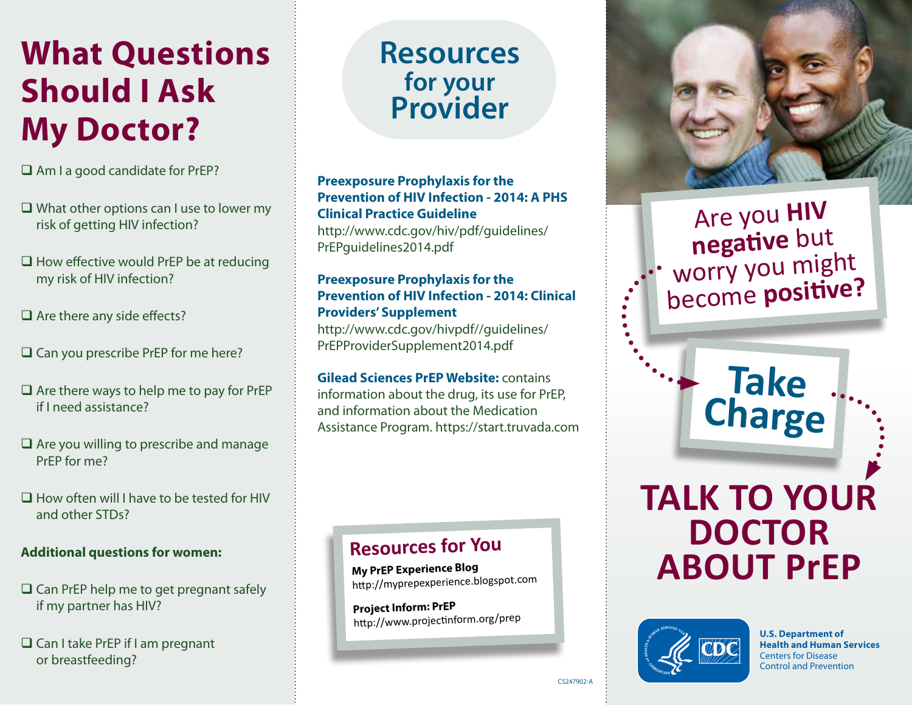# What Questions Should I Ask My Doctor?

- ❑ Am I a good candidate for PrEP?
- ❑ What other options can I use to lower my risk of getting HIV infection?
- ❑ How effective would PrEP be at reducing my risk of HIV infection?
- ❑ Are there any side effects?
- ❑ Can you prescribe PrEP for me here?
- ❑ Are there ways to help me to pay for PrEP if I need assistance?
- ❑ Are you willing to prescribe and manage PrEP for me?
- ❑ How often will I have to be tested for HIV and other STDs?

**Additional questions for women:**

- ❑ Can PrEP help me to get pregnant safely if my partner has HIV?
- ❑ Can I take PrEP if I am pregnant or breastfeeding?

# Resources for your Provider

**Preexposure Prophylaxis for the Prevention of HIV Infection - 2014: A PHS Clinical Practice Guideline**
http://www.cdc.gov/hiv/pdf/guidelines/PrEPguidelines2014.pdf

**Preexposure Prophylaxis for the Prevention of HIV Infection - 2014: Clinical Providers' Supplement**
http://www.cdc.gov/hivpdf//guidelines/PrEPProviderSupplement2014.pdf

**Gilead Sciences PrEP Website:** contains information about the drug, its use for PrEP, and information about the Medication Assistance Program. https://start.truvada.com

## Resources for You

**My PrEP Experience Blog**
http://myprepexperience.blogspot.com

**Project Inform: PrEP**
http://www.projectinform.org/prep

CS247902-A

Are you **HIV negative** but worry you might become **positive?**

# Take Charge

# TALK TO YOUR DOCTOR ABOUT PrEP

**U.S. Department of Health and Human Services**
Centers for Disease Control and Prevention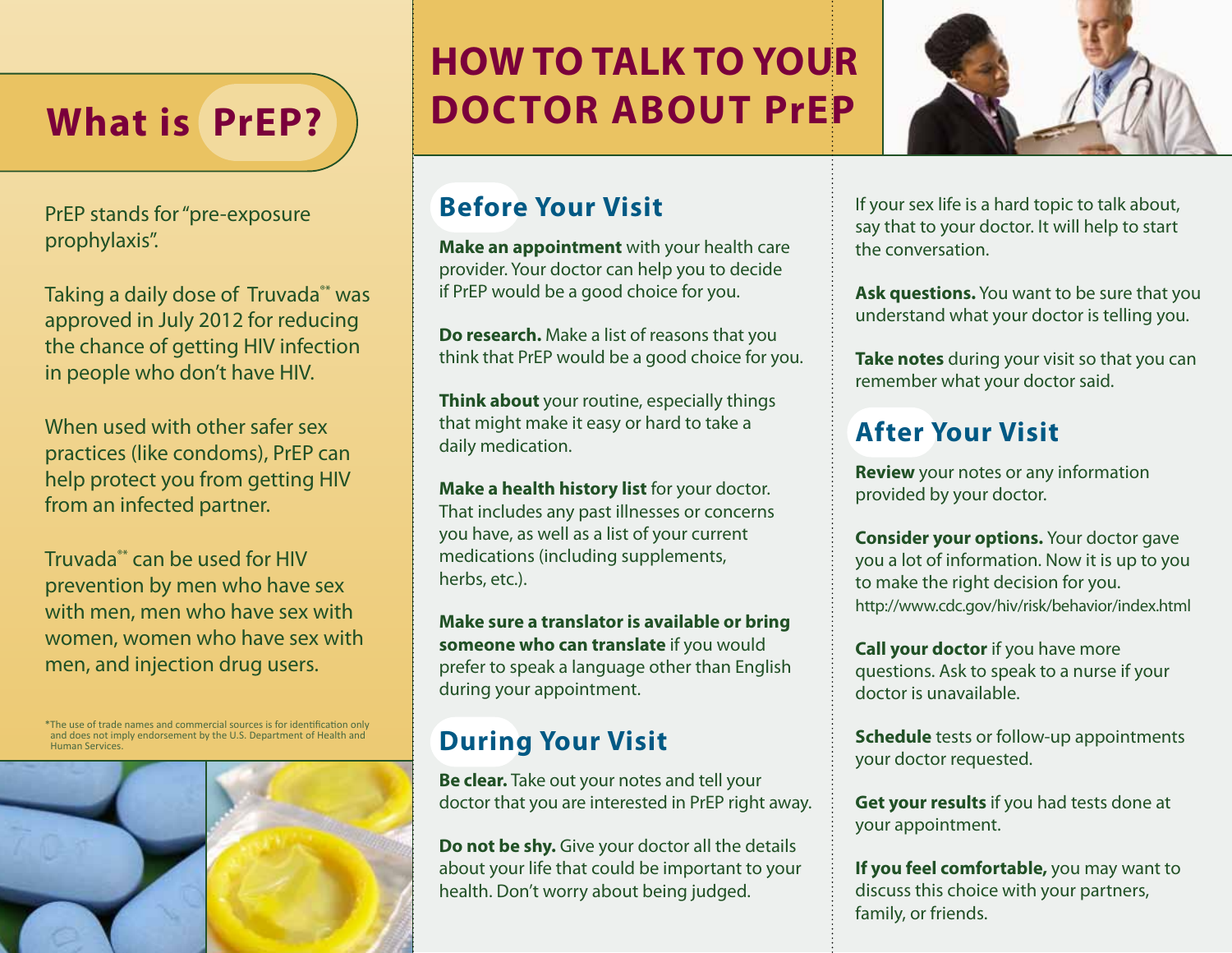## What is PrEP?

PrEP stands for "pre-exposure prophylaxis".

Taking a daily dose of Truvada** was approved in July 2012 for reducing the chance of getting HIV infection in people who don't have HIV.

When used with other safer sex practices (like condoms), PrEP can help protect you from getting HIV from an infected partner.

Truvada** can be used for HIV prevention by men who have sex with men, men who have sex with women, women who have sex with men, and injection drug users.

*The use of trade names and commercial sources is for identification only and does not imply endorsement by the U.S. Department of Health and Human Services.

# HOW TO TALK TO YOUR DOCTOR ABOUT PrEP

## Before Your Visit

**Make an appointment** with your health care provider. Your doctor can help you to decide if PrEP would be a good choice for you.

**Do research.** Make a list of reasons that you think that PrEP would be a good choice for you.

**Think about** your routine, especially things that might make it easy or hard to take a daily medication.

**Make a health history list** for your doctor. That includes any past illnesses or concerns you have, as well as a list of your current medications (including supplements, herbs, etc.).

**Make sure a translator is available or bring someone who can translate** if you would prefer to speak a language other than English during your appointment.

## During Your Visit

**Be clear.** Take out your notes and tell your doctor that you are interested in PrEP right away.

**Do not be shy.** Give your doctor all the details about your life that could be important to your health. Don't worry about being judged.

If your sex life is a hard topic to talk about, say that to your doctor. It will help to start the conversation.

**Ask questions.** You want to be sure that you understand what your doctor is telling you.

**Take notes** during your visit so that you can remember what your doctor said.

## After Your Visit

**Review** your notes or any information provided by your doctor.

**Consider your options.** Your doctor gave you a lot of information. Now it is up to you to make the right decision for you.
http://www.cdc.gov/hiv/risk/behavior/index.html

**Call your doctor** if you have more questions. Ask to speak to a nurse if your doctor is unavailable.

**Schedule** tests or follow-up appointments your doctor requested.

**Get your results** if you had tests done at your appointment.

**If you feel comfortable,** you may want to discuss this choice with your partners, family, or friends.